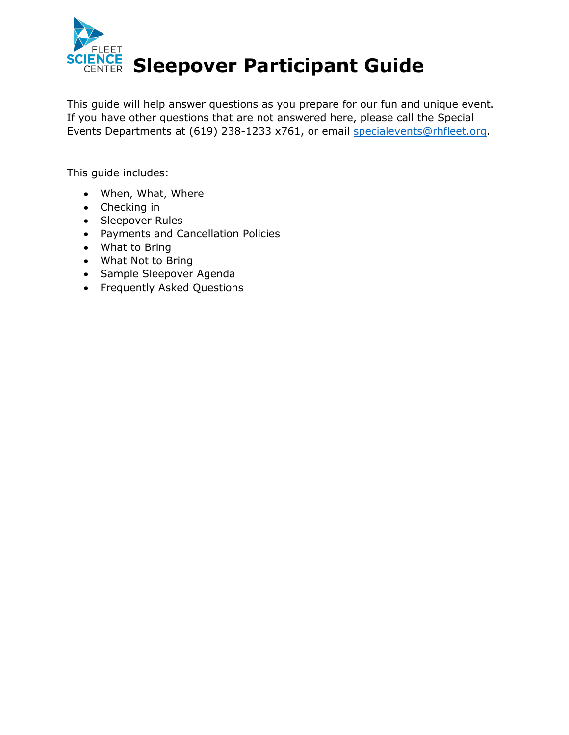# Sleepover Participant Guide

This guide will help answer questions as you prepare for our fun and unique event. If you have other questions that are not answered here, please call the Special Events Departments at (619) 238-1233 x761, or email specialevents@rhfleet.org.

This guide includes:

- When, What, Where
- Checking in
- Sleepover Rules
- Payments and Cancellation Policies
- What to Bring
- What Not to Bring
- Sample Sleepover Agenda
- Frequently Asked Questions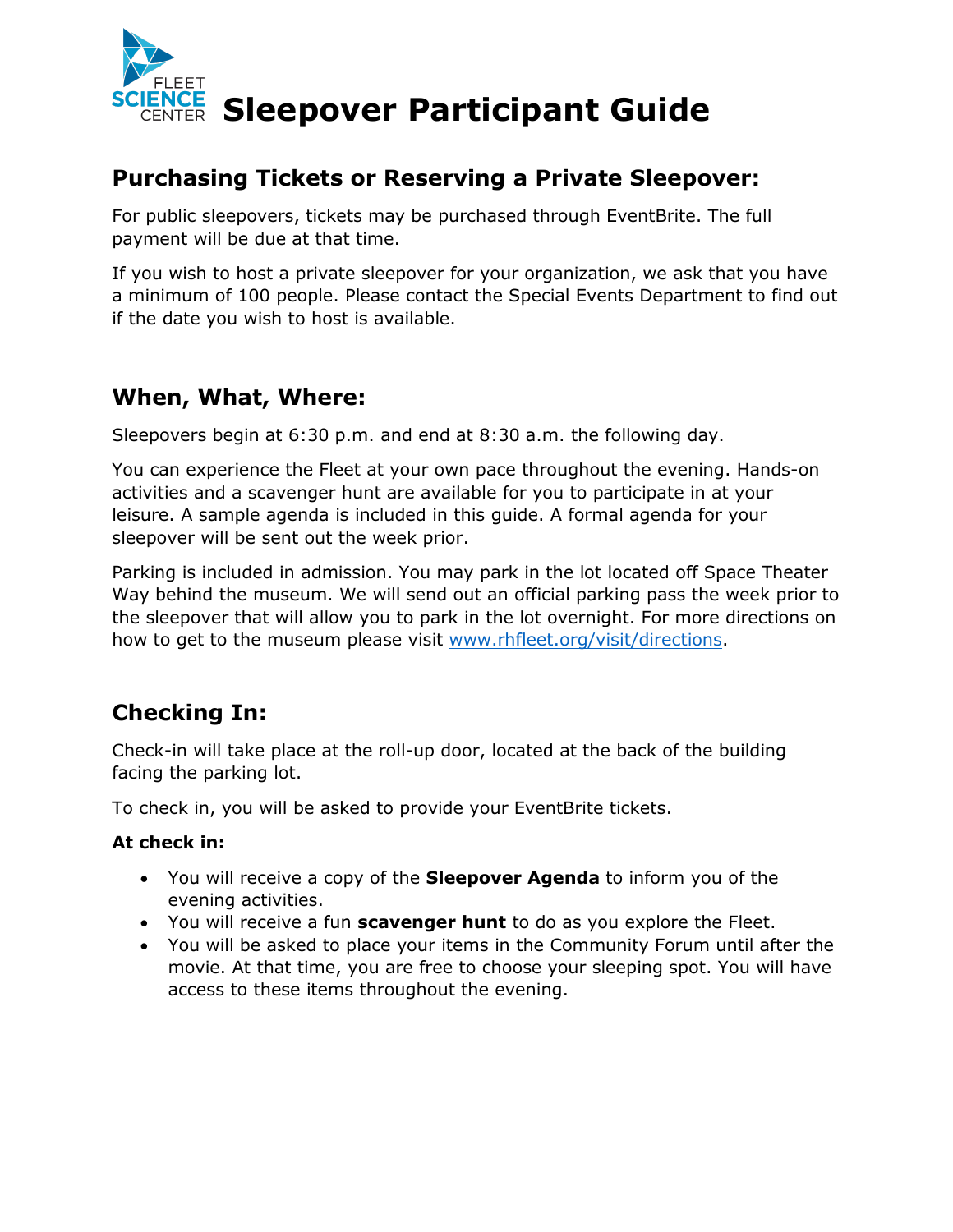# Sleepover Participant Guide

## Purchasing Tickets or Reserving a Private Sleepover:

For public sleepovers, tickets may be purchased through EventBrite. The full payment will be due at that time.

If you wish to host a private sleepover for your organization, we ask that you have a minimum of 100 people. Please contact the Special Events Department to find out if the date you wish to host is available.

## When, What, Where:

Sleepovers begin at 6:30 p.m. and end at 8:30 a.m. the following day.

You can experience the Fleet at your own pace throughout the evening. Hands-on activities and a scavenger hunt are available for you to participate in at your leisure. A sample agenda is included in this guide. A formal agenda for your sleepover will be sent out the week prior.

Parking is included in admission. You may park in the lot located off Space Theater Way behind the museum. We will send out an official parking pass the week prior to the sleepover that will allow you to park in the lot overnight. For more directions on how to get to the museum please visit [www.rhfleet.org/visit/directions](http://www.rhfleet.org/visit/directions).

## Checking In:

Check-in will take place at the roll-up door, located at the back of the building facing the parking lot.

To check in, you will be asked to provide your EventBrite tickets.

**At check in:**

- You will receive a copy of the **Sleepover Agenda** to inform you of the evening activities.
- You will receive a fun **scavenger hunt** to do as you explore the Fleet.
- You will be asked to place your items in the Community Forum until after the movie. At that time, you are free to choose your sleeping spot. You will have access to these items throughout the evening.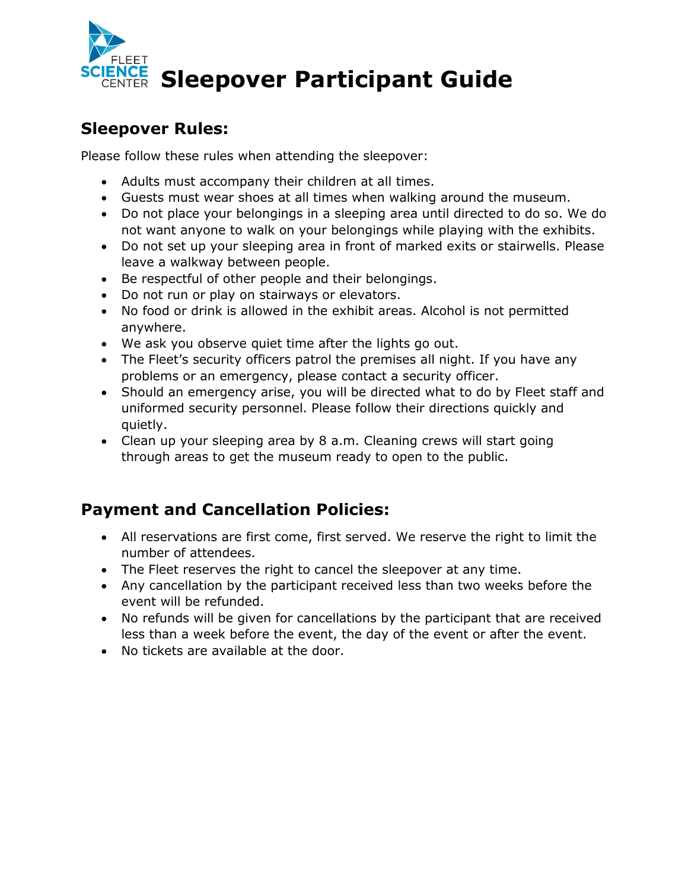# Sleepover Participant Guide

## Sleepover Rules:

Please follow these rules when attending the sleepover:

- Adults must accompany their children at all times.
- Guests must wear shoes at all times when walking around the museum.
- Do not place your belongings in a sleeping area until directed to do so. We do not want anyone to walk on your belongings while playing with the exhibits.
- Do not set up your sleeping area in front of marked exits or stairwells. Please leave a walkway between people.
- Be respectful of other people and their belongings.
- Do not run or play on stairways or elevators.
- No food or drink is allowed in the exhibit areas. Alcohol is not permitted anywhere.
- We ask you observe quiet time after the lights go out.
- The Fleet's security officers patrol the premises all night. If you have any problems or an emergency, please contact a security officer.
- Should an emergency arise, you will be directed what to do by Fleet staff and uniformed security personnel. Please follow their directions quickly and quietly.
- Clean up your sleeping area by 8 a.m. Cleaning crews will start going through areas to get the museum ready to open to the public.

## Payment and Cancellation Policies:

- All reservations are first come, first served. We reserve the right to limit the number of attendees.
- The Fleet reserves the right to cancel the sleepover at any time.
- Any cancellation by the participant received less than two weeks before the event will be refunded.
- No refunds will be given for cancellations by the participant that are received less than a week before the event, the day of the event or after the event.
- No tickets are available at the door.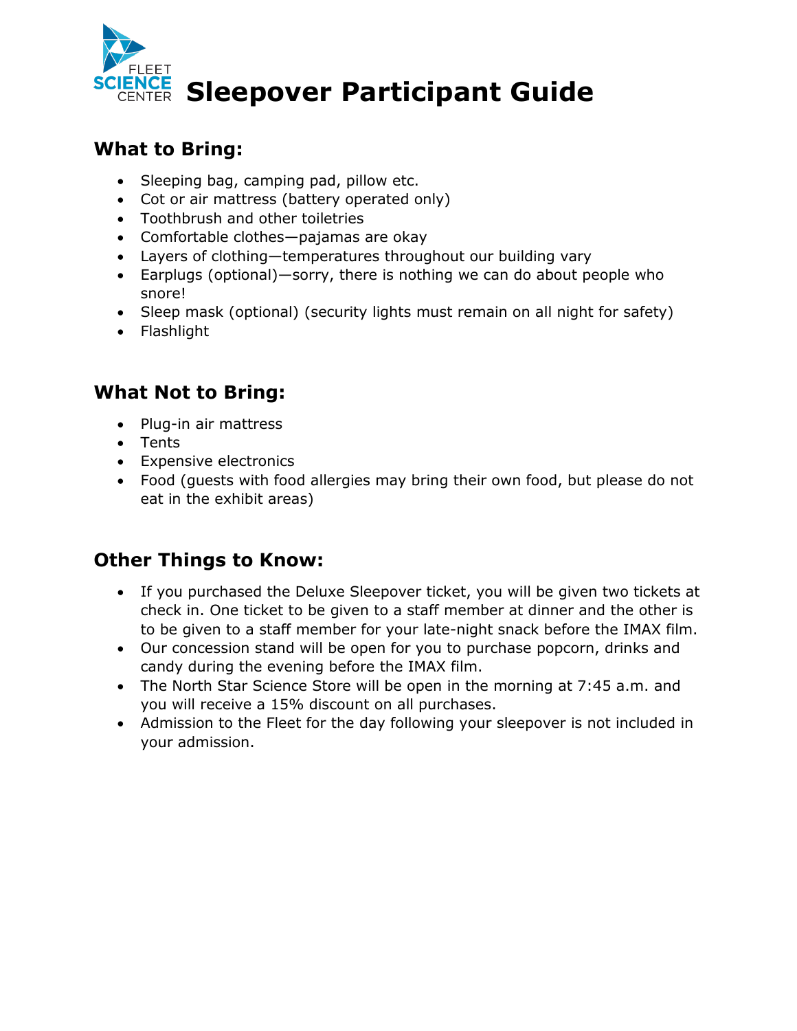# Sleepover Participant Guide

## What to Bring:

- Sleeping bag, camping pad, pillow etc.
- Cot or air mattress (battery operated only)
- Toothbrush and other toiletries
- Comfortable clothes—pajamas are okay
- Layers of clothing—temperatures throughout our building vary
- Earplugs (optional)—sorry, there is nothing we can do about people who snore!
- Sleep mask (optional) (security lights must remain on all night for safety)
- Flashlight

## What Not to Bring:

- Plug-in air mattress
- Tents
- Expensive electronics
- Food (guests with food allergies may bring their own food, but please do not eat in the exhibit areas)

## Other Things to Know:

- If you purchased the Deluxe Sleepover ticket, you will be given two tickets at check in. One ticket to be given to a staff member at dinner and the other is to be given to a staff member for your late-night snack before the IMAX film.
- Our concession stand will be open for you to purchase popcorn, drinks and candy during the evening before the IMAX film.
- The North Star Science Store will be open in the morning at 7:45 a.m. and you will receive a 15% discount on all purchases.
- Admission to the Fleet for the day following your sleepover is not included in your admission.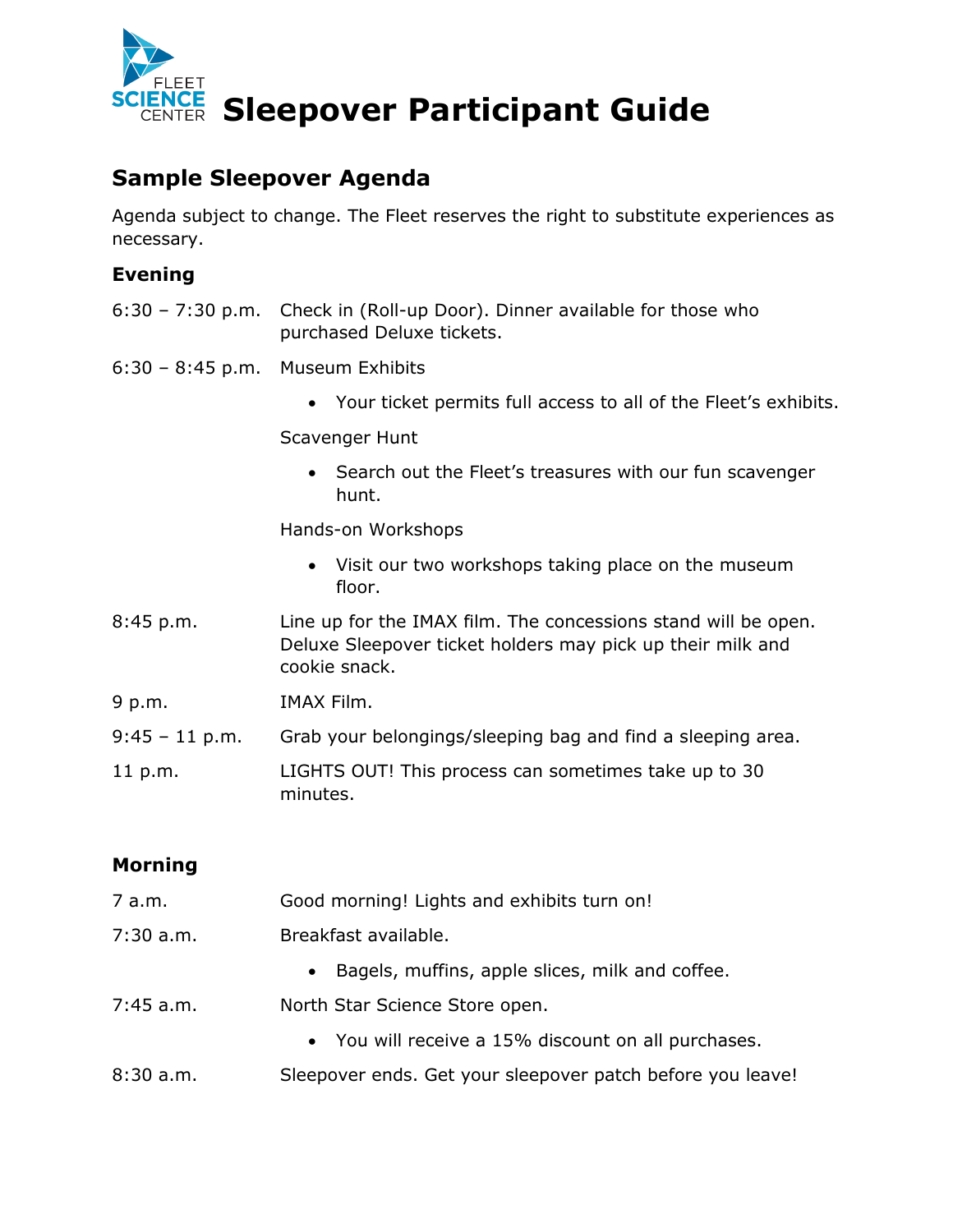# Sleepover Participant Guide

## Sample Sleepover Agenda

Agenda subject to change. The Fleet reserves the right to substitute experiences as necessary.

### Evening

| | |
|---|---|
| 6:30 – 7:30 p.m. | Check in (Roll-up Door). Dinner available for those who purchased Deluxe tickets. |
| 6:30 – 8:45 p.m. | Museum Exhibits<br>• Your ticket permits full access to all of the Fleet's exhibits.<br>Scavenger Hunt<br>• Search out the Fleet's treasures with our fun scavenger hunt.<br>Hands-on Workshops<br>• Visit our two workshops taking place on the museum floor. |
| 8:45 p.m. | Line up for the IMAX film. The concessions stand will be open. Deluxe Sleepover ticket holders may pick up their milk and cookie snack. |
| 9 p.m. | IMAX Film. |
| 9:45 – 11 p.m. | Grab your belongings/sleeping bag and find a sleeping area. |
| 11 p.m. | LIGHTS OUT! This process can sometimes take up to 30 minutes. |

### Morning

| | |
|---|---|
| 7 a.m. | Good morning! Lights and exhibits turn on! |
| 7:30 a.m. | Breakfast available.<br>• Bagels, muffins, apple slices, milk and coffee. |
| 7:45 a.m. | North Star Science Store open.<br>• You will receive a 15% discount on all purchases. |
| 8:30 a.m. | Sleepover ends. Get your sleepover patch before you leave! |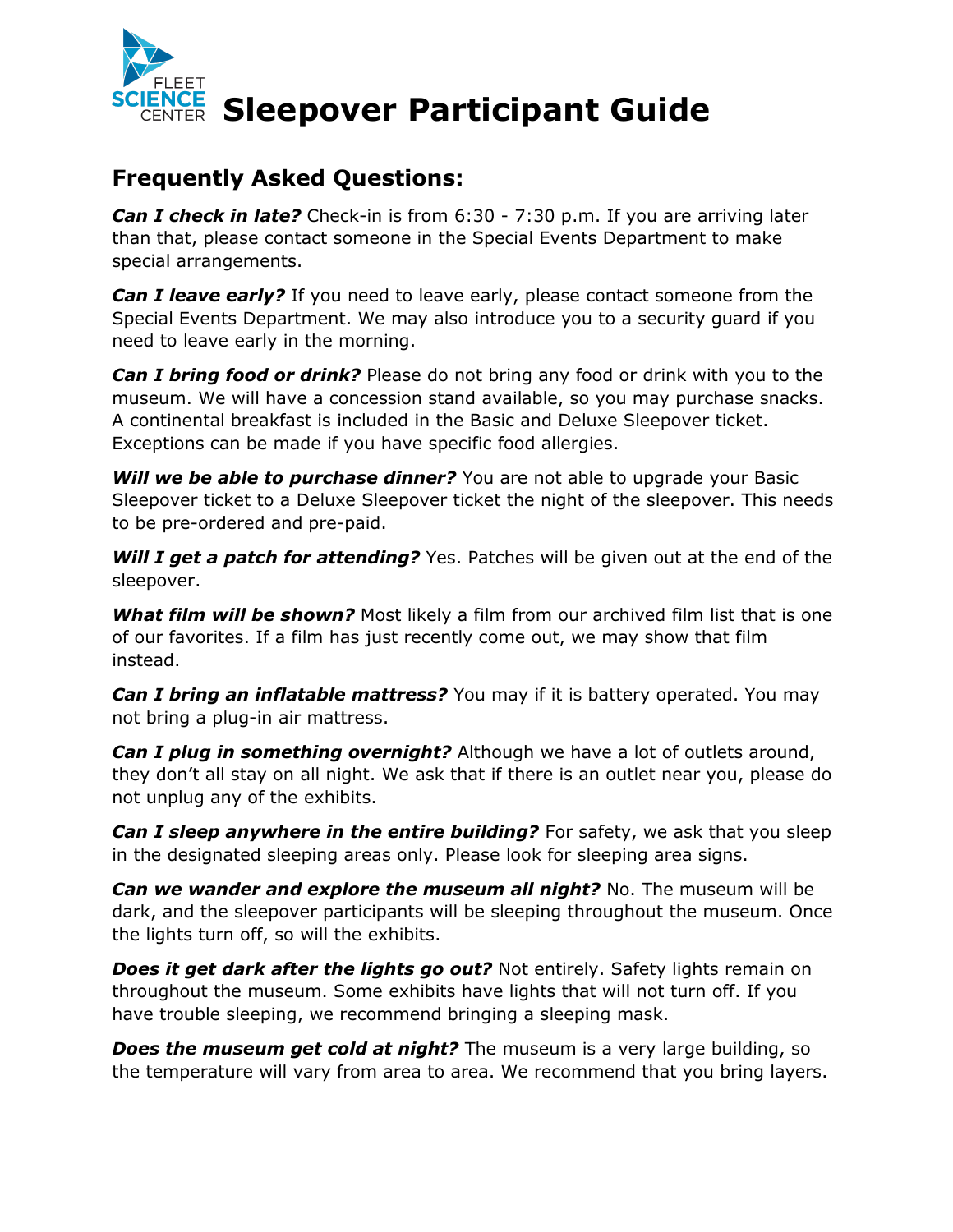# Sleepover Participant Guide

## Frequently Asked Questions:

***Can I check in late?*** Check-in is from 6:30 - 7:30 p.m. If you are arriving later than that, please contact someone in the Special Events Department to make special arrangements.

***Can I leave early?*** If you need to leave early, please contact someone from the Special Events Department. We may also introduce you to a security guard if you need to leave early in the morning.

***Can I bring food or drink?*** Please do not bring any food or drink with you to the museum. We will have a concession stand available, so you may purchase snacks. A continental breakfast is included in the Basic and Deluxe Sleepover ticket. Exceptions can be made if you have specific food allergies.

***Will we be able to purchase dinner?*** You are not able to upgrade your Basic Sleepover ticket to a Deluxe Sleepover ticket the night of the sleepover. This needs to be pre-ordered and pre-paid.

***Will I get a patch for attending?*** Yes. Patches will be given out at the end of the sleepover.

***What film will be shown?*** Most likely a film from our archived film list that is one of our favorites. If a film has just recently come out, we may show that film instead.

***Can I bring an inflatable mattress?*** You may if it is battery operated. You may not bring a plug-in air mattress.

***Can I plug in something overnight?*** Although we have a lot of outlets around, they don't all stay on all night. We ask that if there is an outlet near you, please do not unplug any of the exhibits.

***Can I sleep anywhere in the entire building?*** For safety, we ask that you sleep in the designated sleeping areas only. Please look for sleeping area signs.

***Can we wander and explore the museum all night?*** No. The museum will be dark, and the sleepover participants will be sleeping throughout the museum. Once the lights turn off, so will the exhibits.

***Does it get dark after the lights go out?*** Not entirely. Safety lights remain on throughout the museum. Some exhibits have lights that will not turn off. If you have trouble sleeping, we recommend bringing a sleeping mask.

***Does the museum get cold at night?*** The museum is a very large building, so the temperature will vary from area to area. We recommend that you bring layers.